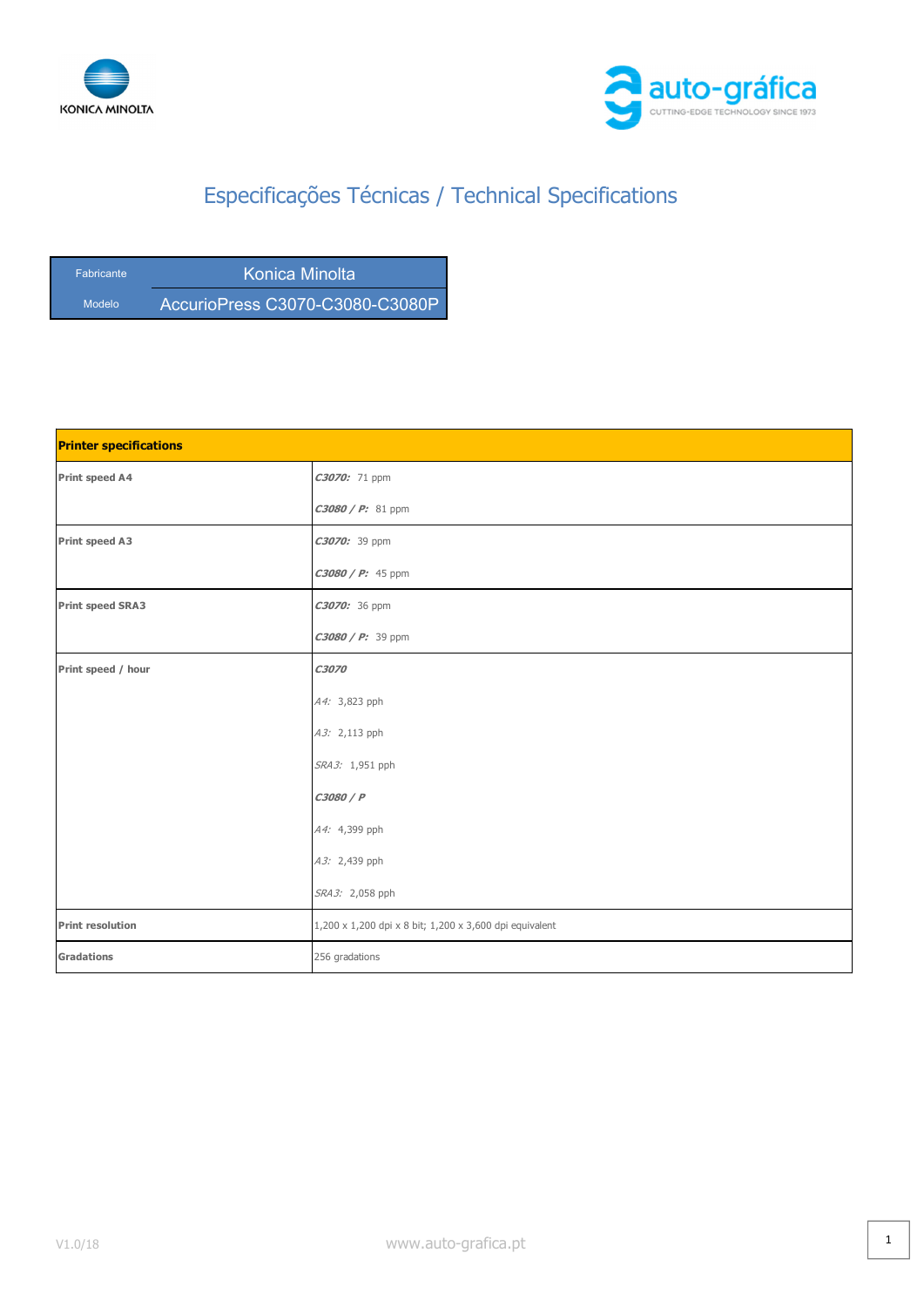# Especificações Técnicas / Technical Specifications

| Fabricante | Konica Minolta |
|---|---|
| Modelo | AccurioPress C3070-C3080-C3080P |

| Printer specifications | |
|---|---|
| **Print speed A4** | ***C3070:*** 71 ppm<br>***C3080 / P:*** 81 ppm |
| **Print speed A3** | ***C3070:*** 39 ppm<br>***C3080 / P:*** 45 ppm |
| **Print speed SRA3** | ***C3070:*** 36 ppm<br>***C3080 / P:*** 39 ppm |
| **Print speed / hour** | ***C3070***<br>*A4:* 3,823 pph<br>*A3:* 2,113 pph<br>*SRA3:* 1,951 pph<br>***C3080 / P***<br>*A4:* 4,399 pph<br>*A3:* 2,439 pph<br>*SRA3:* 2,058 pph |
| **Print resolution** | 1,200 x 1,200 dpi x 8 bit; 1,200 x 3,600 dpi equivalent |
| **Gradations** | 256 gradations |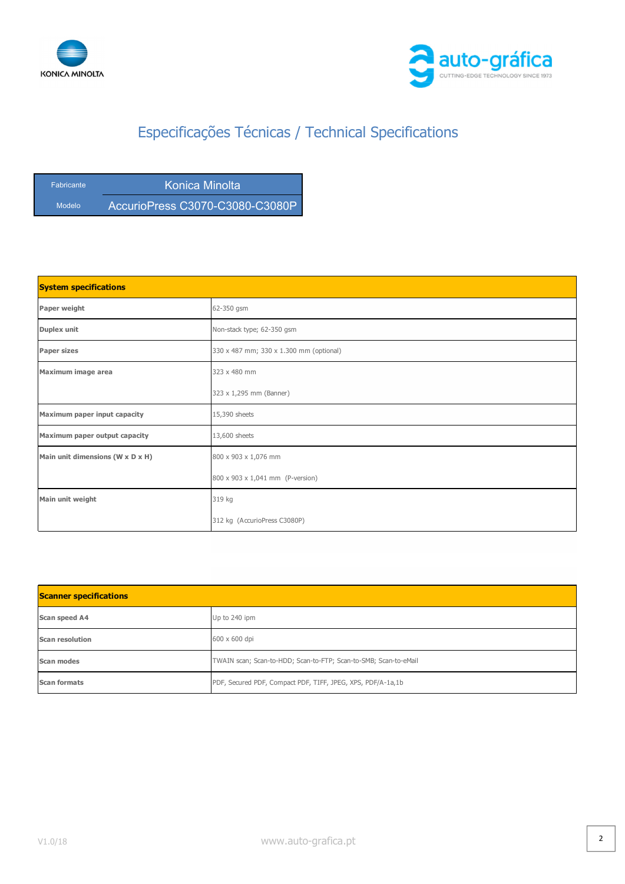# Especificações Técnicas / Technical Specifications

| Fabricante | Konica Minolta |
|---|---|
| Modelo | AccurioPress C3070-C3080-C3080P |

| System specifications | |
|---|---|
| **Paper weight** | 62-350 gsm |
| **Duplex unit** | Non-stack type; 62-350 gsm |
| **Paper sizes** | 330 x 487 mm; 330 x 1.300 mm (optional) |
| **Maximum image area** | 323 x 480 mm<br>323 x 1,295 mm (Banner) |
| **Maximum paper input capacity** | 15,390 sheets |
| **Maximum paper output capacity** | 13,600 sheets |
| **Main unit dimensions (W x D x H)** | 800 x 903 x 1,076 mm<br>800 x 903 x 1,041 mm (P-version) |
| **Main unit weight** | 319 kg<br>312 kg (AccurioPress C3080P) |

| Scanner specifications | |
|---|---|
| **Scan speed A4** | Up to 240 ipm |
| **Scan resolution** | 600 x 600 dpi |
| **Scan modes** | TWAIN scan; Scan-to-HDD; Scan-to-FTP; Scan-to-SMB; Scan-to-eMail |
| **Scan formats** | PDF, Secured PDF, Compact PDF, TIFF, JPEG, XPS, PDF/A-1a,1b |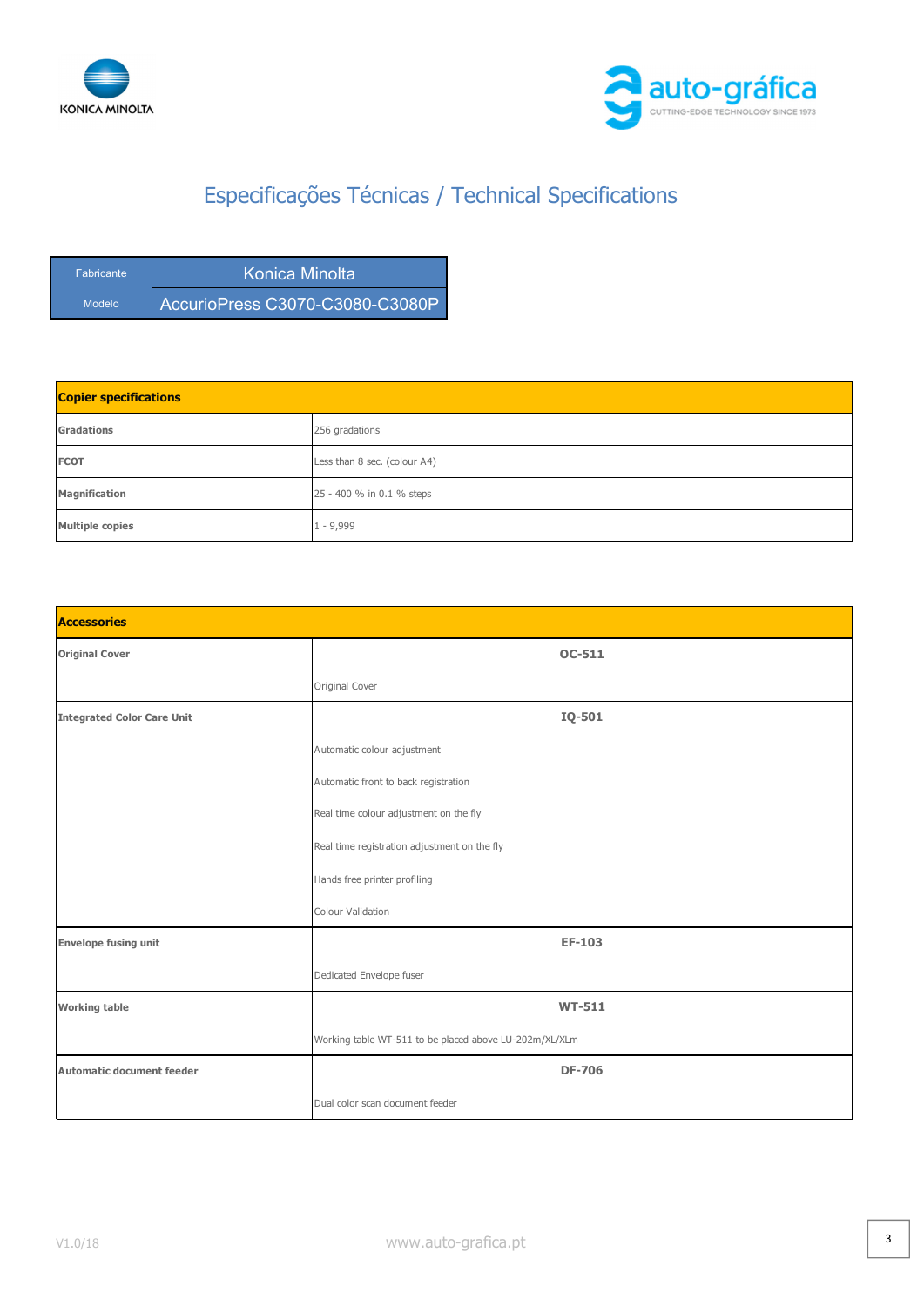# Especificações Técnicas / Technical Specifications

| Fabricante | Konica Minolta |
|---|---|
| Modelo | AccurioPress C3070-C3080-C3080P |

| Copier specifications | |
|---|---|
| **Gradations** | 256 gradations |
| **FCOT** | Less than 8 sec. (colour A4) |
| **Magnification** | 25 - 400 % in 0.1 % steps |
| **Multiple copies** | 1 - 9,999 |

| Accessories | |
|---|---|
| **Original Cover** | **OC-511**<br>Original Cover |
| **Integrated Color Care Unit** | **IQ-501**<br>Automatic colour adjustment<br>Automatic front to back registration<br>Real time colour adjustment on the fly<br>Real time registration adjustment on the fly<br>Hands free printer profiling<br>Colour Validation |
| **Envelope fusing unit** | **EF-103**<br>Dedicated Envelope fuser |
| **Working table** | **WT-511**<br>Working table WT-511 to be placed above LU-202m/XL/XLm |
| **Automatic document feeder** | **DF-706**<br>Dual color scan document feeder |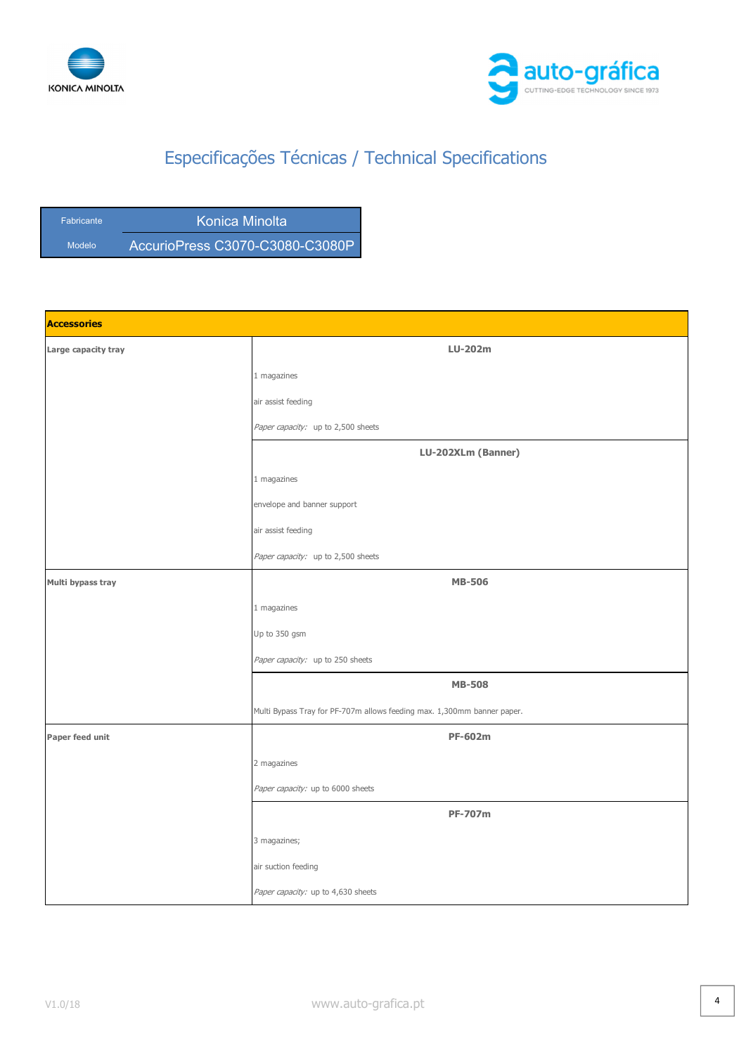# Especificações Técnicas / Technical Specifications

| Fabricante | Konica Minolta |
|---|---|
| Modelo | AccurioPress C3070-C3080-C3080P |

| **Accessories** | |
|---|---|
| **Large capacity tray** | **LU-202m**<br>1 magazines<br>air assist feeding<br>*Paper capacity:* up to 2,500 sheets |
| | **LU-202XLm (Banner)**<br>1 magazines<br>envelope and banner support<br>air assist feeding<br>*Paper capacity:* up to 2,500 sheets |
| **Multi bypass tray** | **MB-506**<br>1 magazines<br>Up to 350 gsm<br>*Paper capacity:* up to 250 sheets |
| | **MB-508**<br>Multi Bypass Tray for PF-707m allows feeding max. 1,300mm banner paper. |
| **Paper feed unit** | **PF-602m**<br>2 magazines<br>*Paper capacity:* up to 6000 sheets |
| | **PF-707m**<br>3 magazines;<br>air suction feeding<br>*Paper capacity:* up to 4,630 sheets |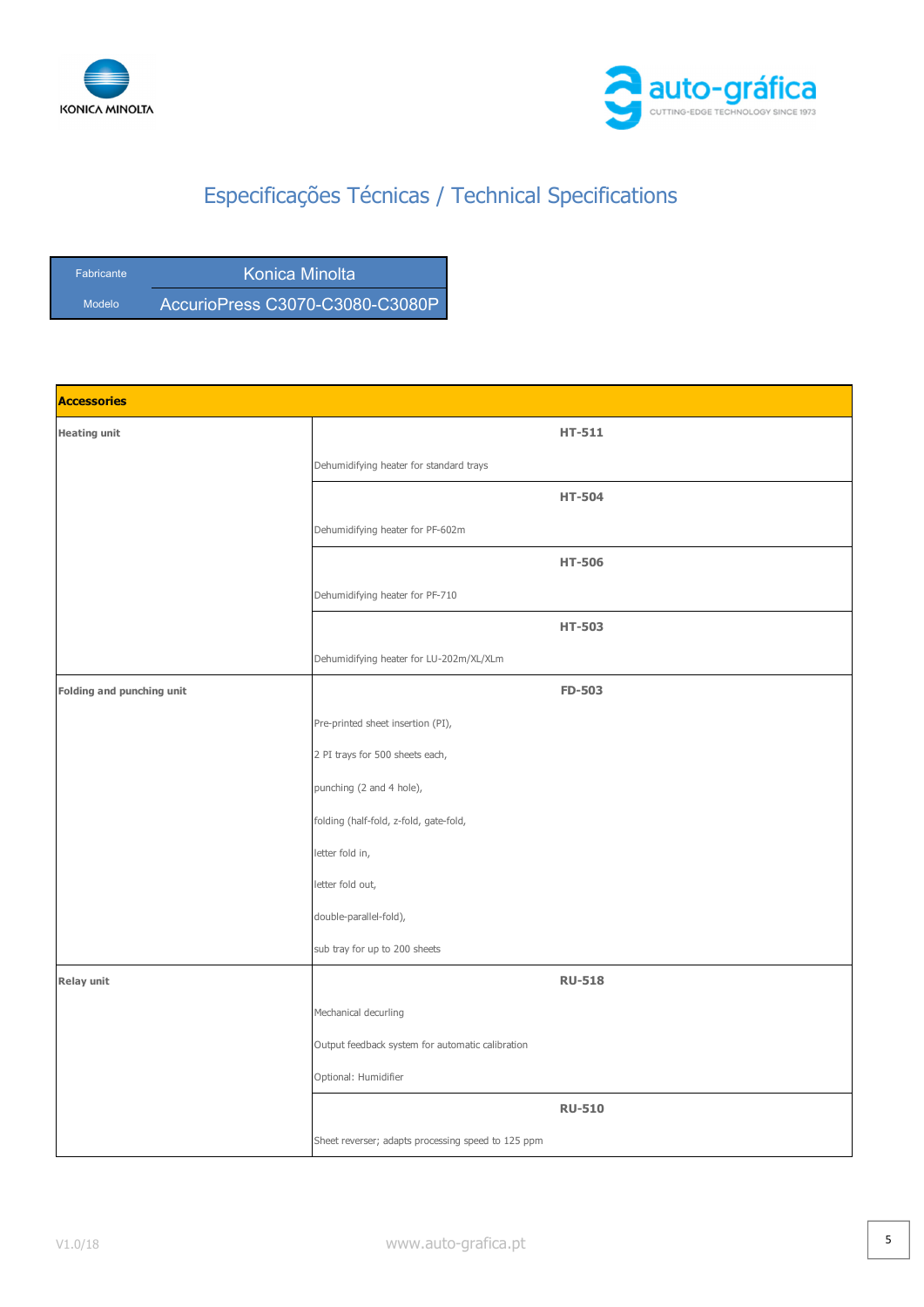# Especificações Técnicas / Technical Specifications

| Fabricante | Konica Minolta |
|---|---|
| Modelo | AccurioPress C3070-C3080-C3080P |

| **Accessories** | |
|---|---|
| **Heating unit** | **HT-511**<br>Dehumidifying heater for standard trays |
| | **HT-504**<br>Dehumidifying heater for PF-602m |
| | **HT-506**<br>Dehumidifying heater for PF-710 |
| | **HT-503**<br>Dehumidifying heater for LU-202m/XL/XLm |
| **Folding and punching unit** | **FD-503**<br>Pre-printed sheet insertion (PI),<br>2 PI trays for 500 sheets each,<br>punching (2 and 4 hole),<br>folding (half-fold, z-fold, gate-fold,<br>letter fold in,<br>letter fold out,<br>double-parallel-fold),<br>sub tray for up to 200 sheets |
| **Relay unit** | **RU-518**<br>Mechanical decurling<br>Output feedback system for automatic calibration<br>Optional: Humidifier |
| | **RU-510**<br>Sheet reverser; adapts processing speed to 125 ppm |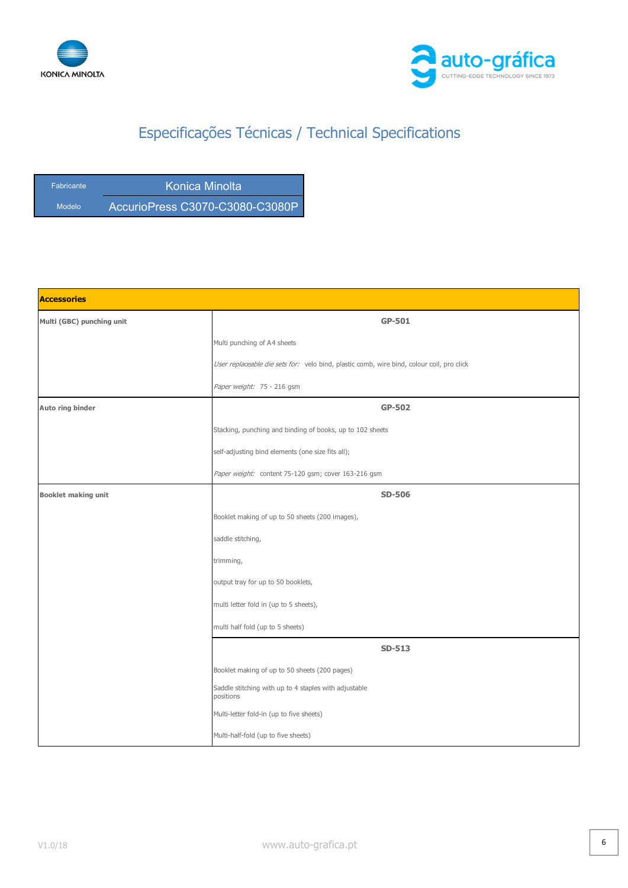# Especificações Técnicas / Technical Specifications

| Fabricante | Konica Minolta |
|---|---|
| Modelo | AccurioPress C3070-C3080-C3080P |

| **Accessories** | |
|---|---|
| **Multi (GBC) punching unit** | **GP-501**<br>Multi punching of A4 sheets<br>*User replaceable die sets for:* velo bind, plastic comb, wire bind, colour coil, pro click<br>*Paper weight:* 75 - 216 gsm |
| **Auto ring binder** | **GP-502**<br>Stacking, punching and binding of books, up to 102 sheets<br>self-adjusting bind elements (one size fits all);<br>*Paper weight:* content 75-120 gsm; cover 163-216 gsm |
| **Booklet making unit** | **SD-506**<br>Booklet making of up to 50 sheets (200 images),<br>saddle stitching,<br>trimming,<br>output tray for up to 50 booklets,<br>multi letter fold in (up to 5 sheets),<br>multi half fold (up to 5 sheets) |
| | **SD-513**<br>Booklet making of up to 50 sheets (200 pages)<br>Saddle stitching with up to 4 staples with adjustable positions<br>Multi-letter fold-in (up to five sheets)<br>Multi-half-fold (up to five sheets) |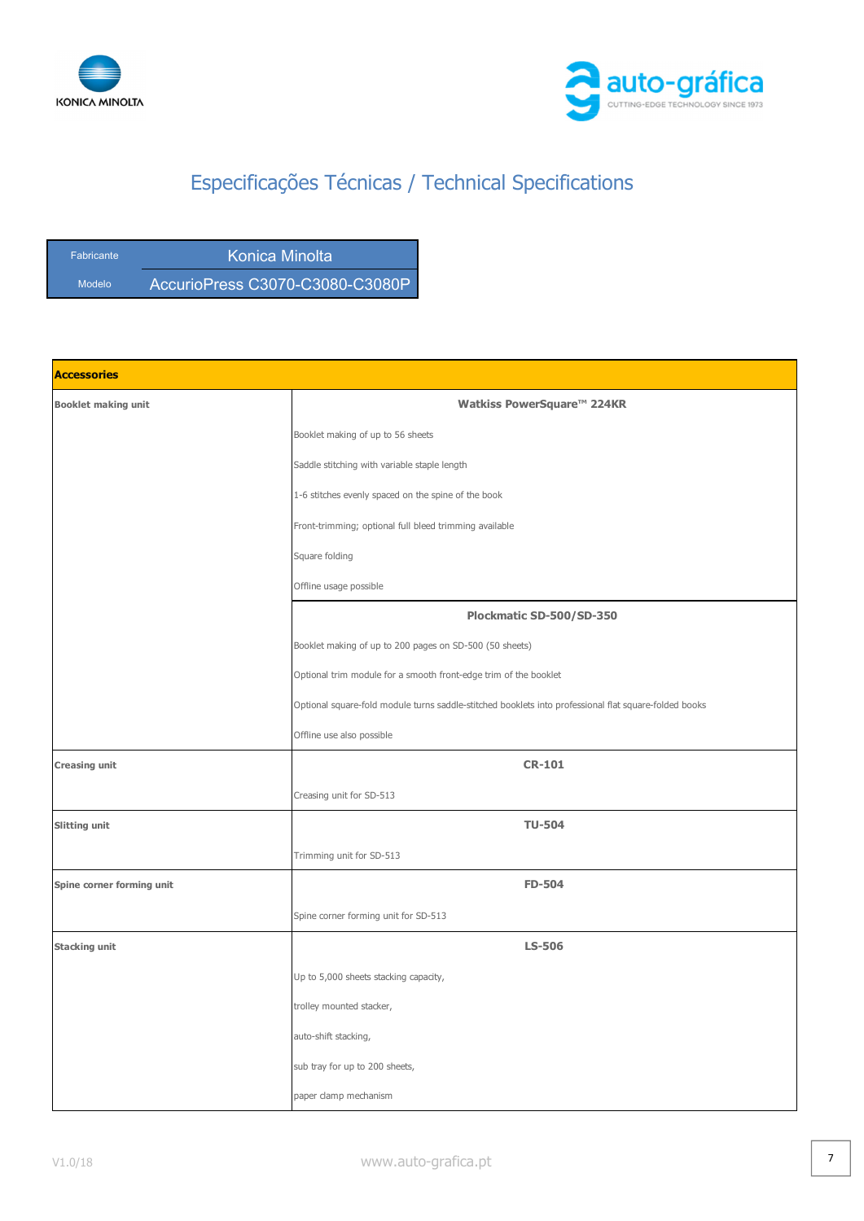## Especificações Técnicas / Technical Specifications

| Fabricante | Konica Minolta |
|---|---|
| Modelo | AccurioPress C3070-C3080-C3080P |

| **Accessories** | |
|---|---|
| **Booklet making unit** | **Watkiss PowerSquare™ 224KR**<br>Booklet making of up to 56 sheets<br>Saddle stitching with variable staple length<br>1-6 stitches evenly spaced on the spine of the book<br>Front-trimming; optional full bleed trimming available<br>Square folding<br>Offline usage possible |
| | **Plockmatic SD-500/SD-350**<br>Booklet making of up to 200 pages on SD-500 (50 sheets)<br>Optional trim module for a smooth front-edge trim of the booklet<br>Optional square-fold module turns saddle-stitched booklets into professional flat square-folded books<br>Offline use also possible |
| **Creasing unit** | **CR-101**<br>Creasing unit for SD-513 |
| **Slitting unit** | **TU-504**<br>Trimming unit for SD-513 |
| **Spine corner forming unit** | **FD-504**<br>Spine corner forming unit for SD-513 |
| **Stacking unit** | **LS-506**<br>Up to 5,000 sheets stacking capacity,<br>trolley mounted stacker,<br>auto-shift stacking,<br>sub tray for up to 200 sheets,<br>paper clamp mechanism |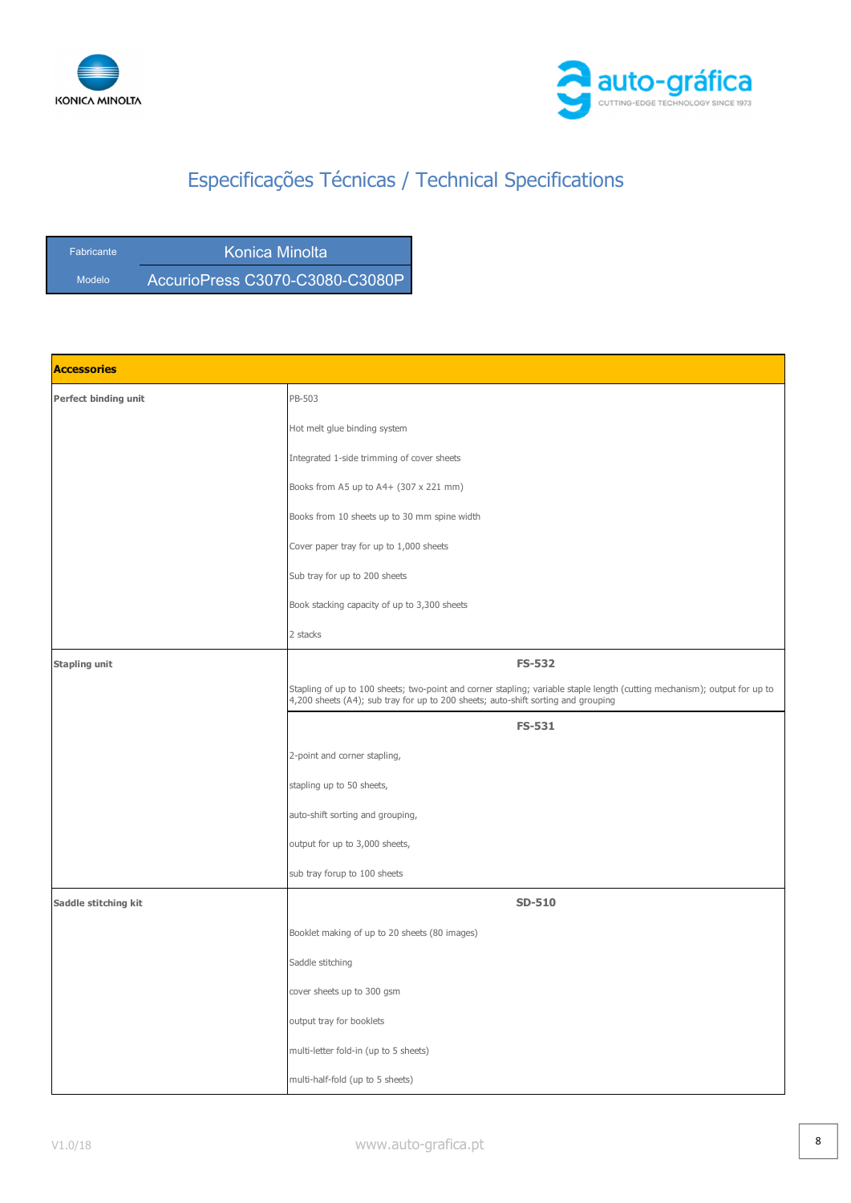# Especificações Técnicas / Technical Specifications

| Fabricante | Konica Minolta |
|---|---|
| Modelo | AccurioPress C3070-C3080-C3080P |

| **Accessories** | |
|---|---|
| **Perfect binding unit** | PB-503 |
| | Hot melt glue binding system |
| | Integrated 1-side trimming of cover sheets |
| | Books from A5 up to A4+ (307 x 221 mm) |
| | Books from 10 sheets up to 30 mm spine width |
| | Cover paper tray for up to 1,000 sheets |
| | Sub tray for up to 200 sheets |
| | Book stacking capacity of up to 3,300 sheets |
| | 2 stacks |
| **Stapling unit** | **FS-532** |
| | Stapling of up to 100 sheets; two-point and corner stapling; variable staple length (cutting mechanism); output for up to 4,200 sheets (A4); sub tray for up to 200 sheets; auto-shift sorting and grouping |
| | **FS-531** |
| | 2-point and corner stapling, |
| | stapling up to 50 sheets, |
| | auto-shift sorting and grouping, |
| | output for up to 3,000 sheets, |
| | sub tray forup to 100 sheets |
| **Saddle stitching kit** | **SD-510** |
| | Booklet making of up to 20 sheets (80 images) |
| | Saddle stitching |
| | cover sheets up to 300 gsm |
| | output tray for booklets |
| | multi-letter fold-in (up to 5 sheets) |
| | multi-half-fold (up to 5 sheets) |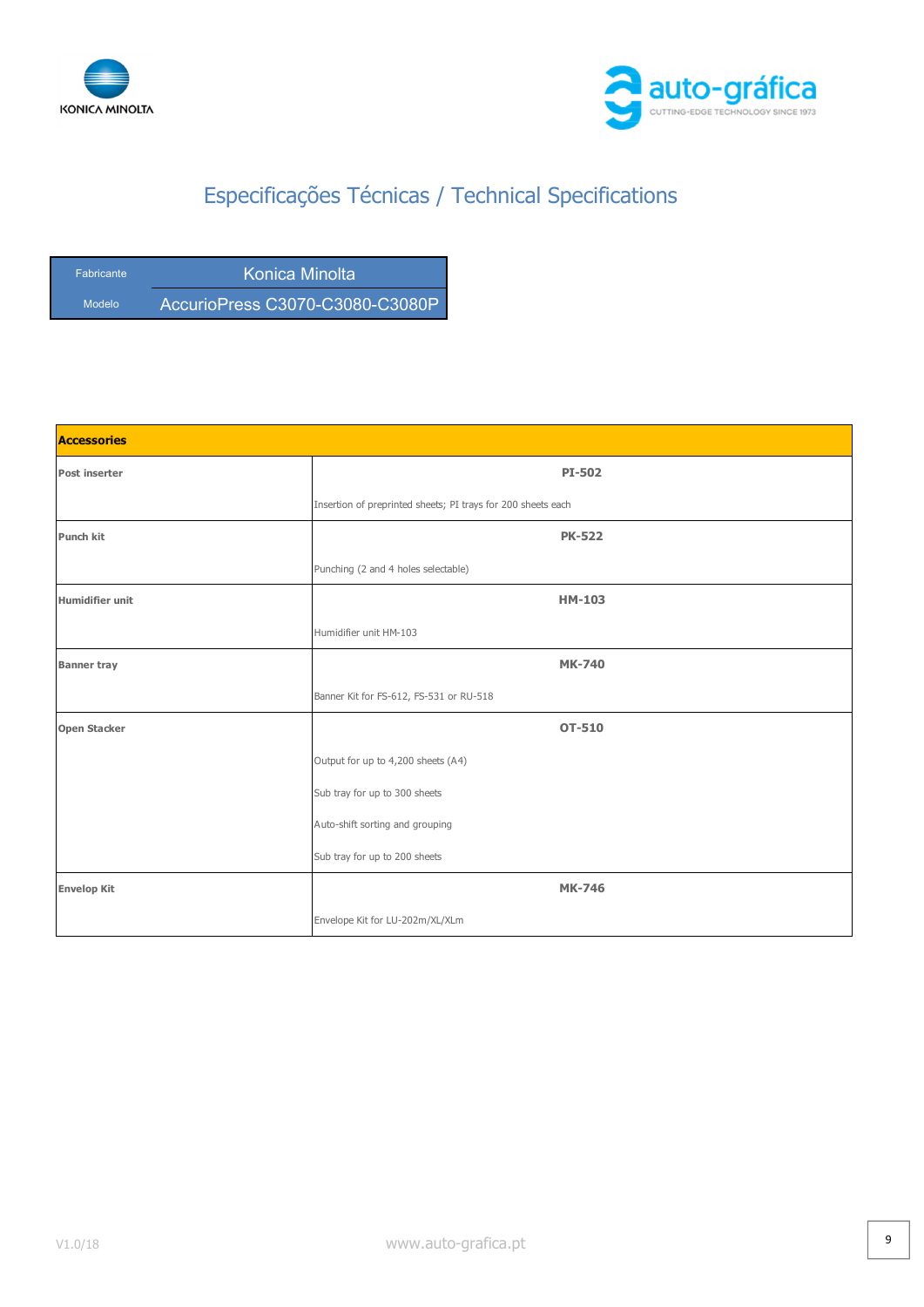# Especificações Técnicas / Technical Specifications

| Fabricante | Konica Minolta |
|---|---|
| Modelo | AccurioPress C3070-C3080-C3080P |

| **Accessories** | |
|---|---|
| **Post inserter** | **PI-502**<br><br>Insertion of preprinted sheets; PI trays for 200 sheets each |
| **Punch kit** | **PK-522**<br><br>Punching (2 and 4 holes selectable) |
| **Humidifier unit** | **HM-103**<br><br>Humidifier unit HM-103 |
| **Banner tray** | **MK-740**<br><br>Banner Kit for FS-612, FS-531 or RU-518 |
| **Open Stacker** | **OT-510**<br><br>Output for up to 4,200 sheets (A4)<br><br>Sub tray for up to 300 sheets<br><br>Auto-shift sorting and grouping<br><br>Sub tray for up to 200 sheets |
| **Envelop Kit** | **MK-746**<br><br>Envelope Kit for LU-202m/XL/XLm |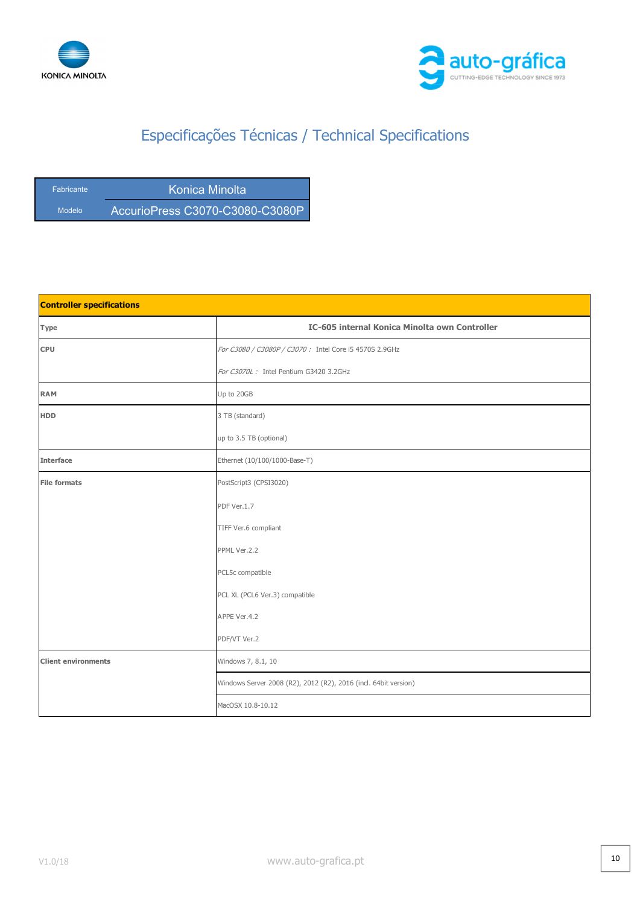# Especificações Técnicas / Technical Specifications

| Fabricante | Konica Minolta |
|---|---|
| Modelo | AccurioPress C3070-C3080-C3080P |

| **Controller specifications** | |
|---|---|
| **Type** | **IC-605 internal Konica Minolta own Controller** |
| **CPU** | *For C3080 / C3080P / C3070 :* Intel Core i5 4570S 2.9GHz<br>*For C3070L :* Intel Pentium G3420 3.2GHz |
| **RAM** | Up to 20GB |
| **HDD** | 3 TB (standard)<br>up to 3.5 TB (optional) |
| **Interface** | Ethernet (10/100/1000-Base-T) |
| **File formats** | PostScript3 (CPSI3020)<br>PDF Ver.1.7<br>TIFF Ver.6 compliant<br>PPML Ver.2.2<br>PCL5c compatible<br>PCL XL (PCL6 Ver.3) compatible<br>APPE Ver.4.2<br>PDF/VT Ver.2 |
| **Client environments** | Windows 7, 8.1, 10 |
| | Windows Server 2008 (R2), 2012 (R2), 2016 (incl. 64bit version) |
| | MacOSX 10.8-10.12 |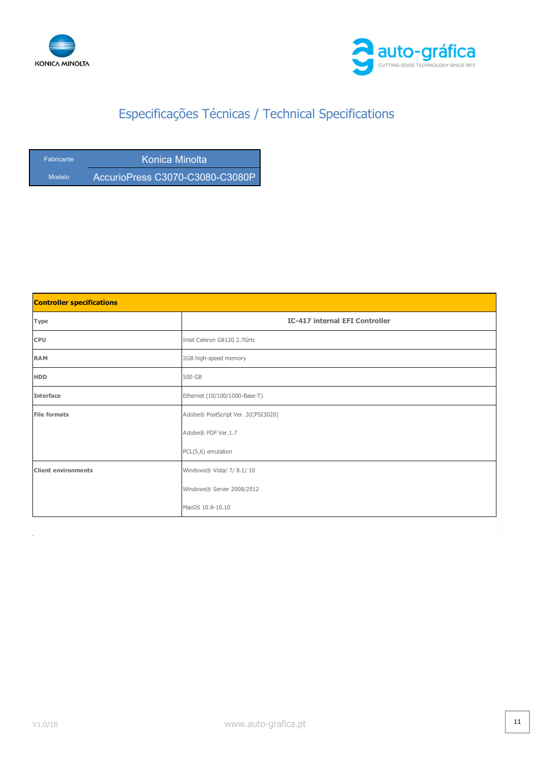# Especificações Técnicas / Technical Specifications

| Fabricante | Konica Minolta |
|---|---|
| Modelo | AccurioPress C3070-C3080-C3080P |

| **Controller specifications** | |
|---|---|
| **Type** | **IC-417 internal EFI Controller** |
| **CPU** | Intel Celeron G8120 2.7GHz |
| **RAM** | 2GB high-speed memory |
| **HDD** | 500 GB |
| **Interface** | Ethernet (10/100/1000-Base-T) |
| **File formats** | Adobe® PostScript Ver. 3(CPSI3020)<br>Adobe® PDF Ver.1.7<br>PCL(5,6) emulation |
| **Client environments** | Windows® Vista/ 7/ 8.1/ 10<br>Windows® Server 2008/2012<br>MacOS 10.8-10.10 |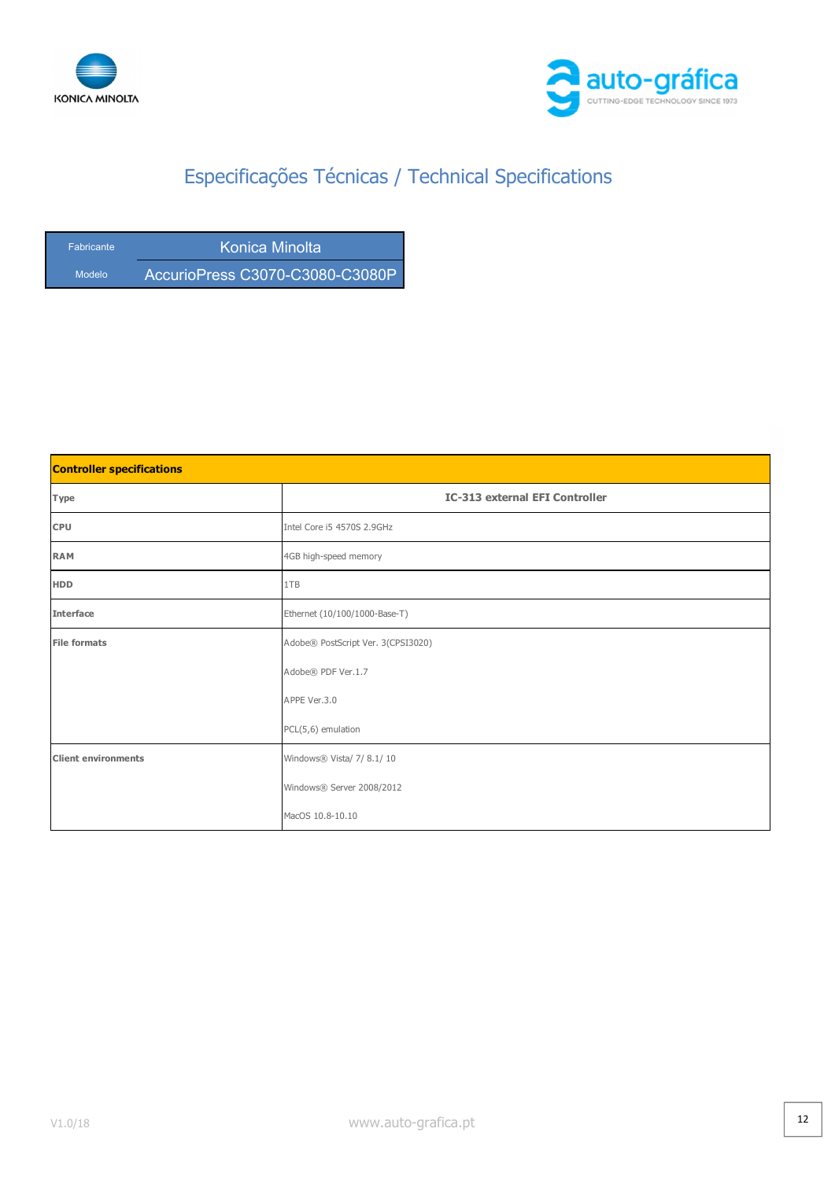# Especificações Técnicas / Technical Specifications

| Fabricante | Konica Minolta |
|---|---|
| Modelo | AccurioPress C3070-C3080-C3080P |

| **Controller specifications** | |
|---|---|
| **Type** | **IC-313 external EFI Controller** |
| **CPU** | Intel Core i5 4570S 2.9GHz |
| **RAM** | 4GB high-speed memory |
| **HDD** | 1TB |
| **Interface** | Ethernet (10/100/1000-Base-T) |
| **File formats** | Adobe® PostScript Ver. 3(CPSI3020)<br>Adobe® PDF Ver.1.7<br>APPE Ver.3.0<br>PCL(5,6) emulation |
| **Client environments** | Windows® Vista/ 7/ 8.1/ 10<br>Windows® Server 2008/2012<br>MacOS 10.8-10.10 |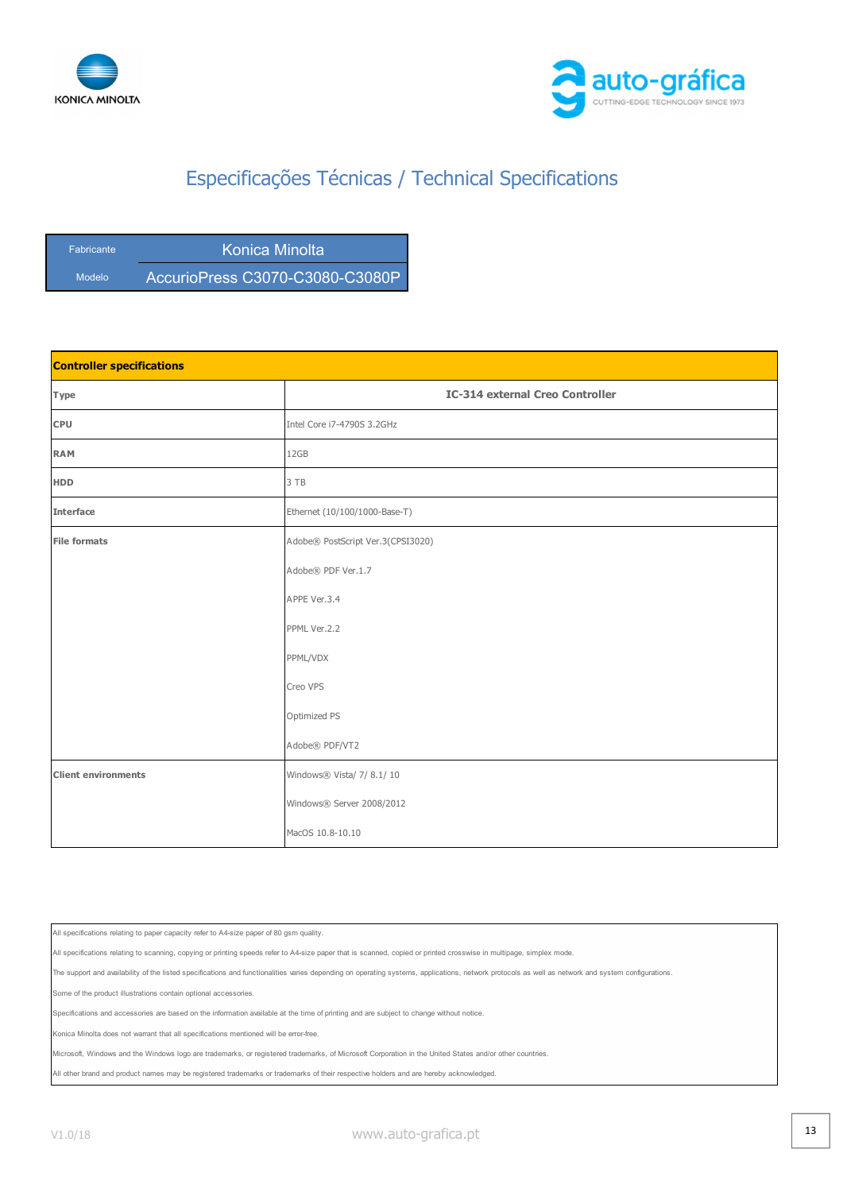## Especificações Técnicas / Technical Specifications

| Fabricante | Konica Minolta |
|---|---|
| Modelo | AccurioPress C3070-C3080-C3080P |

| Controller specifications | |
|---|---|
| **Type** | **IC-314 external Creo Controller** |
| **CPU** | Intel Core i7-4790S 3.2GHz |
| **RAM** | 12GB |
| **HDD** | 3 TB |
| **Interface** | Ethernet (10/100/1000-Base-T) |
| **File formats** | Adobe® PostScript Ver.3(CPSI3020) |
| | Adobe® PDF Ver.1.7 |
| | APPE Ver.3.4 |
| | PPML Ver.2.2 |
| | PPML/VDX |
| | Creo VPS |
| | Optimized PS |
| | Adobe® PDF/VT2 |
| **Client environments** | Windows® Vista/ 7/ 8.1/ 10 |
| | Windows® Server 2008/2012 |
| | MacOS 10.8-10.10 |

All specifications relating to paper capacity refer to A4-size paper of 80 gsm quality.

All specifications relating to scanning, copying or printing speeds refer to A4-size paper that is scanned, copied or printed crosswise in multipage, simplex mode.

The support and availability of the listed specifications and functionalities varies depending on operating systems, applications, network protocols as well as network and system configurations.

Some of the product illustrations contain optional accessories.

Specifications and accessories are based on the information available at the time of printing and are subject to change without notice.

Konica Minolta does not warrant that all specifications mentioned will be error-free.

Microsoft, Windows and the Windows logo are trademarks, or registered trademarks, of Microsoft Corporation in the United States and/or other countries.

All other brand and product names may be registered trademarks or trademarks of their respective holders and are hereby acknowledged.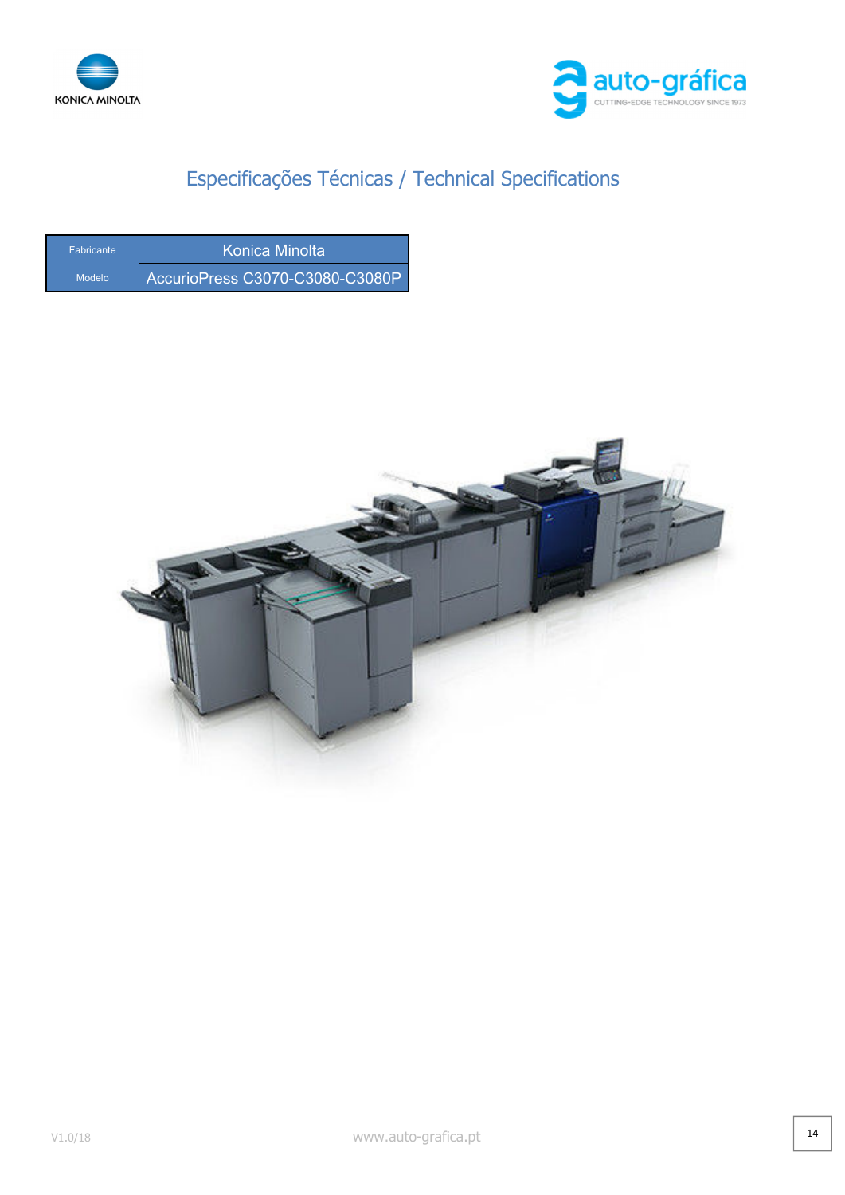# Especificações Técnicas / Technical Specifications

| | |
|---|---|
| Fabricante | Konica Minolta |
| Modelo | AccurioPress C3070-C3080-C3080P |